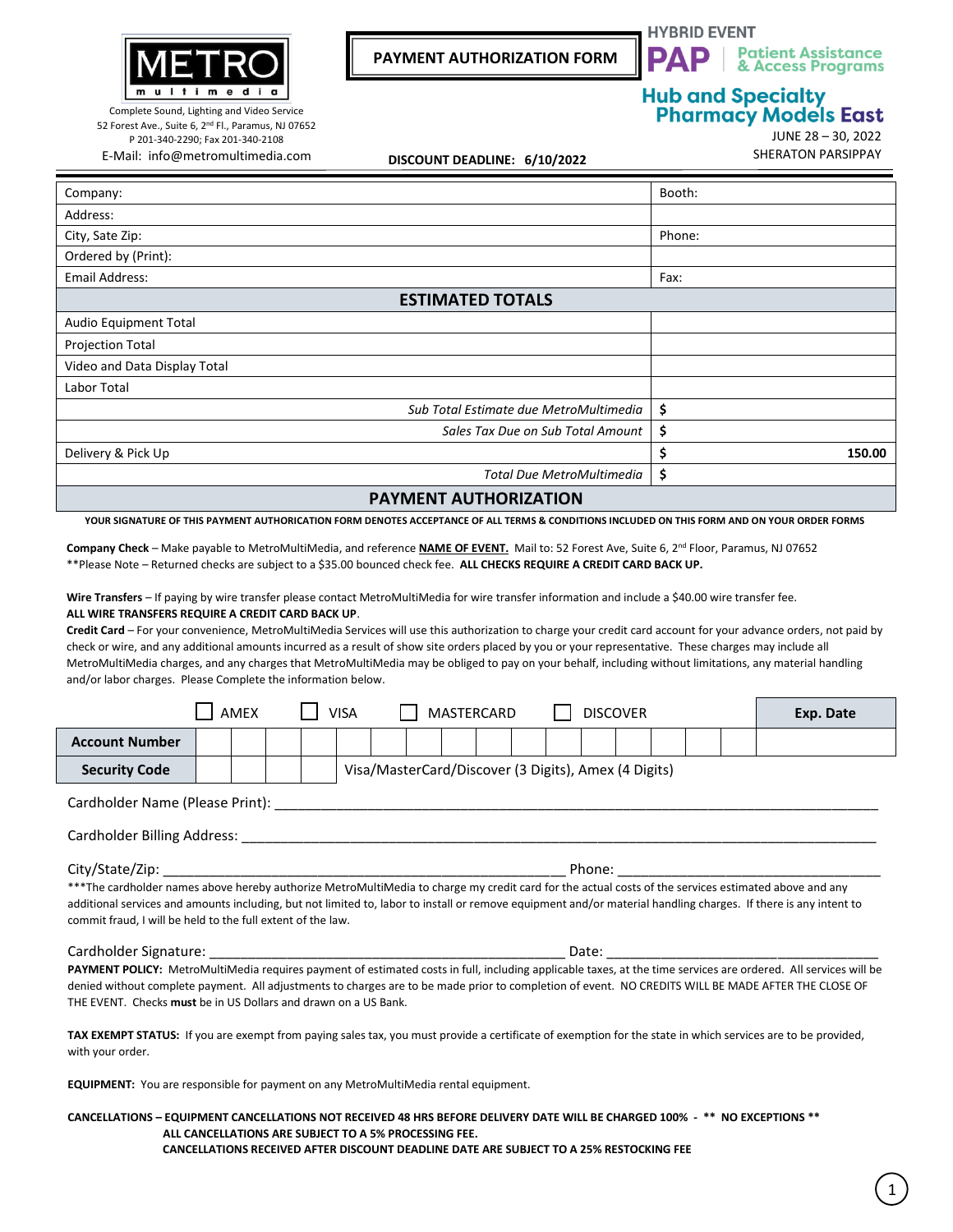METRO multimedia

Complete Sound, Lighting and Video Service
52 Forest Ave., Suite 6, 2nd Fl., Paramus, NJ 07652
P 201-340-2290; Fax 201-340-2108
E-Mail: info@metromultimedia.com

**PAYMENT AUTHORIZATION FORM**

**DISCOUNT DEADLINE: 6/10/2022**

HYBRID EVENT
PAP | Patient Assistance & Access Programs
Hub and Specialty Pharmacy Models East
JUNE 28 – 30, 2022
SHERATON PARSIPPAY

| Company: | Booth: |
|---|---|
| Address: | |
| City, Sate Zip: | Phone: |
| Ordered by (Print): | |
| Email Address: | Fax: |
| **ESTIMATED TOTALS** | |
| Audio Equipment Total | |
| Projection Total | |
| Video and Data Display Total | |
| Labor Total | |
| *Sub Total Estimate due MetroMultimedia* | $ |
| *Sales Tax Due on Sub Total Amount* | $ |
| Delivery & Pick Up | $ 150.00 |
| *Total Due MetroMultimedia* | $ |

## PAYMENT AUTHORIZATION

**YOUR SIGNATURE OF THIS PAYMENT AUTHORICATION FORM DENOTES ACCEPTANCE OF ALL TERMS & CONDITIONS INCLUDED ON THIS FORM AND ON YOUR ORDER FORMS**

**Company Check** – Make payable to MetroMultiMedia, and reference **NAME OF EVENT.** Mail to: 52 Forest Ave, Suite 6, 2nd Floor, Paramus, NJ 07652
**Please Note – Returned checks are subject to a $35.00 bounced check fee. **ALL CHECKS REQUIRE A CREDIT CARD BACK UP.**

**Wire Transfers** – If paying by wire transfer please contact MetroMultiMedia for wire transfer information and include a $40.00 wire transfer fee.
**ALL WIRE TRANSFERS REQUIRE A CREDIT CARD BACK UP**.
**Credit Card** – For your convenience, MetroMultiMedia Services will use this authorization to charge your credit card account for your advance orders, not paid by check or wire, and any additional amounts incurred as a result of show site orders placed by you or your representative. These charges may include all MetroMultiMedia charges, and any charges that MetroMultiMedia may be obliged to pay on your behalf, including without limitations, any material handling and/or labor charges. Please Complete the information below.

☐ AMEX ☐ VISA ☐ MASTERCARD ☐ DISCOVER

| | | Exp. Date |
|---|---|---|
| **Account Number** | | |
| **Security Code** | Visa/MasterCard/Discover (3 Digits), Amex (4 Digits) | |

Cardholder Name (Please Print): ______________________________________________

Cardholder Billing Address: ______________________________________________

City/State/Zip: ______________________________ Phone: ______________________

***The cardholder names above hereby authorize MetroMultiMedia to charge my credit card for the actual costs of the services estimated above and any additional services and amounts including, but not limited to, labor to install or remove equipment and/or material handling charges. If there is any intent to commit fraud, I will be held to the full extent of the law.

Cardholder Signature: ______________________________ Date: ______________________

**PAYMENT POLICY:** MetroMultiMedia requires payment of estimated costs in full, including applicable taxes, at the time services are ordered. All services will be denied without complete payment. All adjustments to charges are to be made prior to completion of event. NO CREDITS WILL BE MADE AFTER THE CLOSE OF THE EVENT. Checks **must** be in US Dollars and drawn on a US Bank.

**TAX EXEMPT STATUS:** If you are exempt from paying sales tax, you must provide a certificate of exemption for the state in which services are to be provided, with your order.

**EQUIPMENT:** You are responsible for payment on any MetroMultiMedia rental equipment.

**CANCELLATIONS – EQUIPMENT CANCELLATIONS NOT RECEIVED 48 HRS BEFORE DELIVERY DATE WILL BE CHARGED 100% - ** NO EXCEPTIONS ****
**ALL CANCELLATIONS ARE SUBJECT TO A 5% PROCESSING FEE.**
**CANCELLATIONS RECEIVED AFTER DISCOUNT DEADLINE DATE ARE SUBJECT TO A 25% RESTOCKING FEE**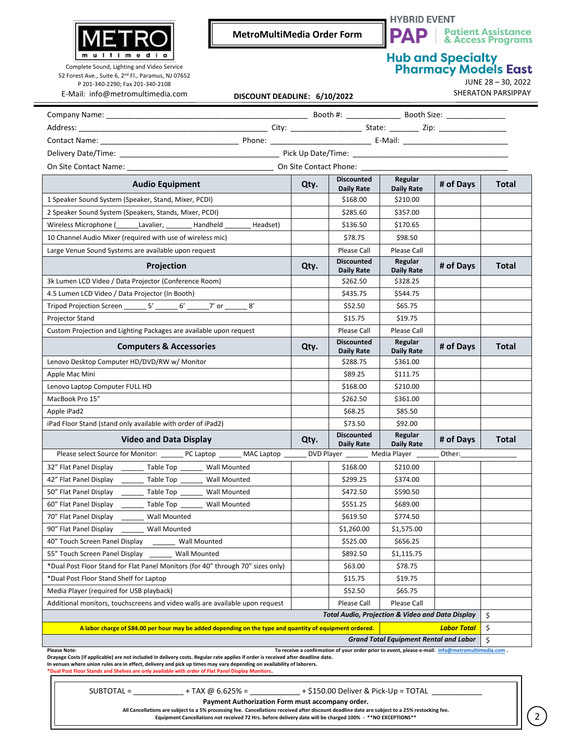**METRO multimedia**

Complete Sound, Lighting and Video Service
52 Forest Ave., Suite 6, 2nd Fl., Paramus, NJ 07652
P 201-340-2290; Fax 201-340-2108
E-Mail: info@metromultimedia.com

**MetroMultiMedia Order Form**

**DISCOUNT DEADLINE: 6/10/2022**

HYBRID EVENT
PAP | Patient Assistance & Access Programs

**Hub and Specialty Pharmacy Models East**
JUNE 28 – 30, 2022
SHERATON PARSIPPAY

Company Name: ______________________________ Booth #: __________ Booth Size: __________
Address: ______________________________ City: __________ State: ______ Zip: __________
Contact Name: ______________________ Phone: ______________ E-Mail: ______________
Delivery Date/Time: ______________________ Pick Up Date/Time: ______________________
On Site Contact Name: ______________________ On Site Contact Phone: ______________________

| Audio Equipment | Qty. | Discounted Daily Rate | Regular Daily Rate | # of Days | Total |
|---|---|---|---|---|---|
| 1 Speaker Sound System (Speaker, Stand, Mixer, PCDI) | | $168.00 | $210.00 | | |
| 2 Speaker Sound System (Speakers, Stands, Mixer, PCDI) | | $285.60 | $357.00 | | |
| Wireless Microphone (______Lavalier, _______ Handheld _______ Headset) | | $136.50 | $170.65 | | |
| 10 Channel Audio Mixer (required with use of wireless mic) | | $78.75 | $98.50 | | |
| Large Venue Sound Systems are available upon request | | Please Call | Please Call | | |
| **Projection** | **Qty.** | **Discounted Daily Rate** | **Regular Daily Rate** | **# of Days** | **Total** |
| 3k Lumen LCD Video / Data Projector (Conference Room) | | $262.50 | $328.25 | | |
| 4.5 Lumen LCD Video / Data Projector (In Booth) | | $435.75 | $544.75 | | |
| Tripod Projection Screen ______ 5' ______ 6' ______7' or ______ 8' | | $52.50 | $65.75 | | |
| Projector Stand | | $15.75 | $19.75 | | |
| Custom Projection and Lighting Packages are available upon request | | Please Call | Please Call | | |
| **Computers & Accessories** | **Qty.** | **Discounted Daily Rate** | **Regular Daily Rate** | **# of Days** | **Total** |
| Lenovo Desktop Computer HD/DVD/RW w/ Monitor | | $288.75 | $361.00 | | |
| Apple Mac Mini | | $89.25 | $111.75 | | |
| Lenovo Laptop Computer FULL HD | | $168.00 | $210.00 | | |
| MacBook Pro 15" | | $262.50 | $361.00 | | |
| Apple iPad2 | | $68.25 | $85.50 | | |
| iPad Floor Stand (stand only available with order of iPad2) | | $73.50 | $92.00 | | |
| **Video and Data Display** | **Qty.** | **Discounted Daily Rate** | **Regular Daily Rate** | **# of Days** | **Total** |
| Please select Source for Monitor: ______ PC Laptop ______ MAC Laptop ______ DVD Player ______ Media Player ______ Other:__________ | | | | | |
| 32" Flat Panel Display ______ Table Top ______ Wall Mounted | | $168.00 | $210.00 | | |
| 42" Flat Panel Display ______ Table Top ______ Wall Mounted | | $299.25 | $374.00 | | |
| 50" Flat Panel Display ______ Table Top ______ Wall Mounted | | $472.50 | $590.50 | | |
| 60" Flat Panel Display ______ Table Top ______ Wall Mounted | | $551.25 | $689.00 | | |
| 70" Flat Panel Display ______ Wall Mounted | | $619.50 | $774.50 | | |
| 90" Flat Panel Display ______ Wall Mounted | | $1,260.00 | $1,575.00 | | |
| 40" Touch Screen Panel Display ______ Wall Mounted | | $525.00 | $656.25 | | |
| 55" Touch Screen Panel Display ______ Wall Mounted | | $892.50 | $1,115.75 | | |
| *Dual Post Floor Stand for Flat Panel Monitors (for 40" through 70" sizes only) | | $63.00 | $78.75 | | |
| *Dual Post Floor Stand Shelf for Laptop | | $15.75 | $19.75 | | |
| Media Player (required for USB playback) | | $52.50 | $65.75 | | |
| Additional monitors, touchscreens and video walls are available upon request | | Please Call | Please Call | | |
| | | | | ***Total Audio, Projection & Video and Data Display*** | $ |
| **A labor charge of $84.00 per hour may be added depending on the type and quantity of equipment ordered.** | | | | ***Labor Total*** | $ |
| | | | | ***Grand Total Equipment Rental and Labor*** | $ |

**Please Note:**
**To receive a confirmation of your order prior to event, please e-mail: info@metromultimedia.com .**
**Drayage Costs (if applicable) are not included in delivery costs. Regular rate applies if order is received after deadline date.**
**In venues where union rules are in effect, delivery and pick up times may vary depending on availability of laborers.**
***Dual Post Floor Stands and Shelves are only available with order of Flat Panel Display Monitors.**

SUBTOTAL = ____________ + TAX @ 6.625% = ____________ + $150.00 Deliver & Pick-Up = TOTAL ____________

**Payment Authorization Form must accompany order.**

**All Cancellations are subject to a 5% processing fee. Cancellations received after discount deadline date are subject to a 25% restocking fee.**
**Equipment Cancellations not received 72 Hrs. before delivery date will be charged 100% - **NO EXCEPTIONS****